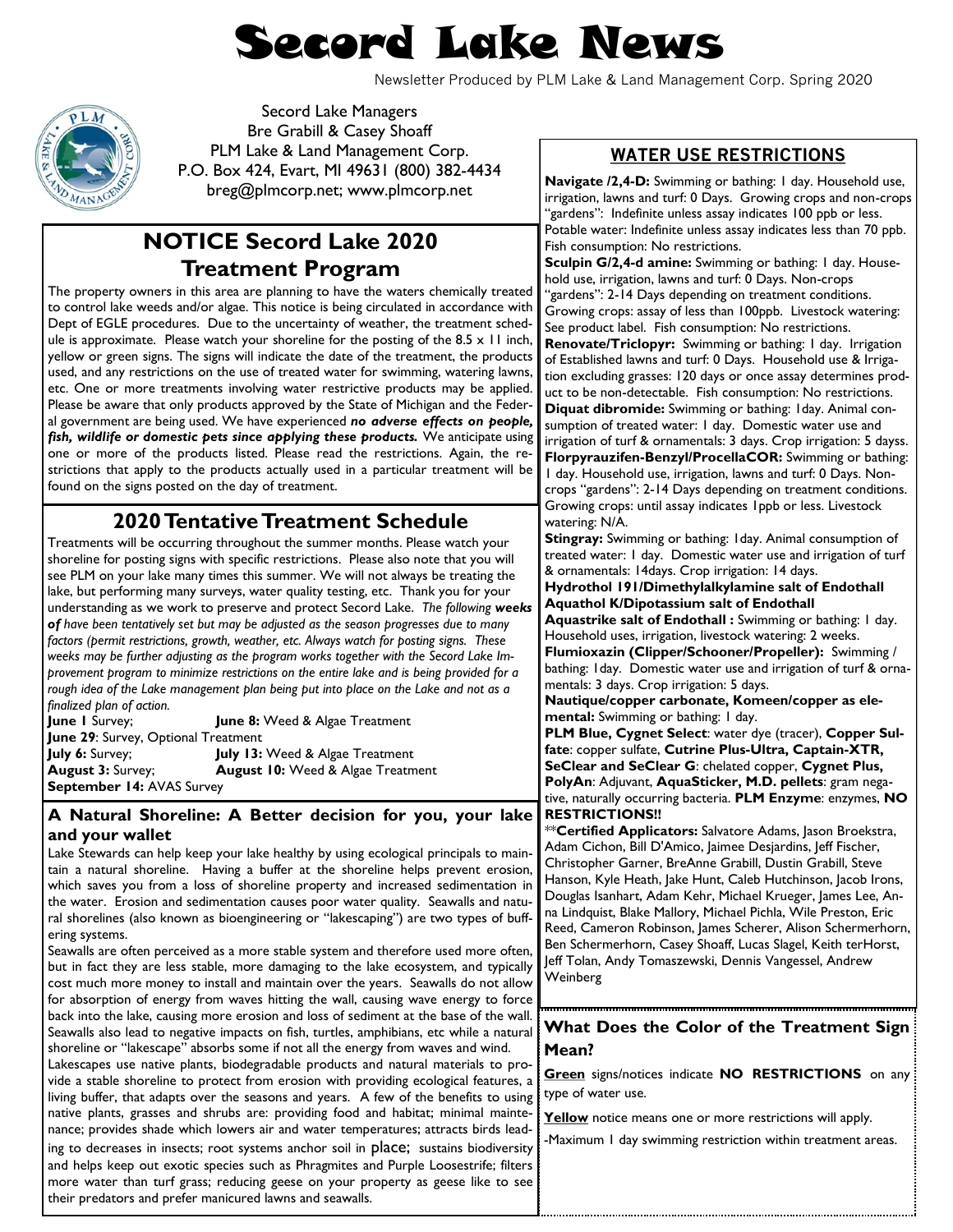# Secord Lake News

Newsletter Produced by PLM Lake & Land Management Corp. Spring 2020

Secord Lake Managers
Bre Grabill & Casey Shoaff
PLM Lake & Land Management Corp.
P.O. Box 424, Evart, MI 49631 (800) 382-4434
breg@plmcorp.net; www.plmcorp.net

## NOTICE Secord Lake 2020 Treatment Program

The property owners in this area are planning to have the waters chemically treated to control lake weeds and/or algae. This notice is being circulated in accordance with Dept of EGLE procedures. Due to the uncertainty of weather, the treatment schedule is approximate. Please watch your shoreline for the posting of the 8.5 x 11 inch, yellow or green signs. The signs will indicate the date of the treatment, the products used, and any restrictions on the use of treated water for swimming, watering lawns, etc. One or more treatments involving water restrictive products may be applied. Please be aware that only products approved by the State of Michigan and the Federal government are being used. We have experienced ***no adverse effects on people, fish, wildlife or domestic pets since applying these products.*** We anticipate using one or more of the products listed. Please read the restrictions. Again, the restrictions that apply to the products actually used in a particular treatment will be found on the signs posted on the day of treatment.

## 2020 Tentative Treatment Schedule

Treatments will be occurring throughout the summer months. Please watch your shoreline for posting signs with specific restrictions. Please also note that you will see PLM on your lake many times this summer. We will not always be treating the lake, but performing many surveys, water quality testing, etc. Thank you for your understanding as we work to preserve and protect Secord Lake. *The following **weeks of** have been tentatively set but may be adjusted as the season progresses due to many factors (permit restrictions, growth, weather, etc. Always watch for posting signs. These weeks may be further adjusting as the program works together with the Secord Lake Improvement program to minimize restrictions on the entire lake and is being provided for a rough idea of the Lake management plan being put into place on the Lake and not as a finalized plan of action.*

**June 1** Survey; **June 8:** Weed & Algae Treatment
**June 29**: Survey, Optional Treatment
**July 6:** Survey; **July 13:** Weed & Algae Treatment
**August 3:** Survey; **August 10:** Weed & Algae Treatment
**September 14:** AVAS Survey

### A Natural Shoreline: A Better decision for you, your lake and your wallet

Lake Stewards can help keep your lake healthy by using ecological principals to maintain a natural shoreline. Having a buffer at the shoreline helps prevent erosion, which saves you from a loss of shoreline property and increased sedimentation in the water. Erosion and sedimentation causes poor water quality. Seawalls and natural shorelines (also known as bioengineering or "lakescaping") are two types of buffering systems.

Seawalls are often perceived as a more stable system and therefore used more often, but in fact they are less stable, more damaging to the lake ecosystem, and typically cost much more money to install and maintain over the years. Seawalls do not allow for absorption of energy from waves hitting the wall, causing wave energy to force back into the lake, causing more erosion and loss of sediment at the base of the wall. Seawalls also lead to negative impacts on fish, turtles, amphibians, etc while a natural shoreline or "lakescape" absorbs some if not all the energy from waves and wind.

Lakescapes use native plants, biodegradable products and natural materials to provide a stable shoreline to protect from erosion with providing ecological features, a living buffer, that adapts over the seasons and years. A few of the benefits to using native plants, grasses and shrubs are: providing food and habitat; minimal maintenance; provides shade which lowers air and water temperatures; attracts birds leading to decreases in insects; root systems anchor soil in place; sustains biodiversity and helps keep out exotic species such as Phragmites and Purple Loosestrife; filters more water than turf grass; reducing geese on your property as geese like to see their predators and prefer manicured lawns and seawalls.

## WATER USE RESTRICTIONS

**Navigate /2,4-D:** Swimming or bathing: 1 day. Household use, irrigation, lawns and turf: 0 Days. Growing crops and non-crops "gardens": Indefinite unless assay indicates 100 ppb or less. Potable water: Indefinite unless assay indicates less than 70 ppb. Fish consumption: No restrictions.

**Sculpin G/2,4-d amine:** Swimming or bathing: 1 day. Household use, irrigation, lawns and turf: 0 Days. Non-crops "gardens": 2-14 Days depending on treatment conditions. Growing crops: assay of less than 100ppb. Livestock watering: See product label. Fish consumption: No restrictions.

**Renovate/Triclopyr:** Swimming or bathing: 1 day. Irrigation of Established lawns and turf: 0 Days. Household use & Irrigation excluding grasses: 120 days or once assay determines product to be non-detectable. Fish consumption: No restrictions.

**Diquat dibromide:** Swimming or bathing: 1day. Animal consumption of treated water: 1 day. Domestic water use and irrigation of turf & ornamentals: 3 days. Crop irrigation: 5 dayss.

**Florpyrauzifen-Benzyl/ProcellaCOR:** Swimming or bathing: 1 day. Household use, irrigation, lawns and turf: 0 Days. Non-crops "gardens": 2-14 Days depending on treatment conditions. Growing crops: until assay indicates 1ppb or less. Livestock watering: N/A.

**Stingray:** Swimming or bathing: 1day. Animal consumption of treated water: 1 day. Domestic water use and irrigation of turf & ornamentals: 14days. Crop irrigation: 14 days.

**Hydrothol 191/Dimethylalkylamine salt of Endothall**
**Aquathol K/Dipotassium salt of Endothall**
**Aquastrike salt of Endothall :** Swimming or bathing: 1 day. Household uses, irrigation, livestock watering: 2 weeks.

**Flumioxazin (Clipper/Schooner/Propeller):** Swimming / bathing: 1day. Domestic water use and irrigation of turf & ornamentals: 3 days. Crop irrigation: 5 days.

**Nautique/copper carbonate, Komeen/copper as elemental:** Swimming or bathing: 1 day.

**PLM Blue, Cygnet Select**: water dye (tracer), **Copper Sulfate**: copper sulfate, **Cutrine Plus-Ultra, Captain-XTR, SeClear and SeClear G**: chelated copper, **Cygnet Plus, PolyAn**: Adjuvant, **AquaSticker, M.D. pellets**: gram negative, naturally occurring bacteria. **PLM Enzyme**: enzymes, **NO RESTRICTIONS!!**

\*\***Certified Applicators:** Salvatore Adams, Jason Broekstra, Adam Cichon, Bill D'Amico, Jaimee Desjardins, Jeff Fischer, Christopher Garner, BreAnne Grabill, Dustin Grabill, Steve Hanson, Kyle Heath, Jake Hunt, Caleb Hutchinson, Jacob Irons, Douglas Isanhart, Adam Kehr, Michael Krueger, James Lee, Anna Lindquist, Blake Mallory, Michael Pichla, Wile Preston, Eric Reed, Cameron Robinson, James Scherer, Alison Schermerhorn, Ben Schermerhorn, Casey Shoaff, Lucas Slagel, Keith terHorst, Jeff Tolan, Andy Tomaszewski, Dennis Vangessel, Andrew Weinberg

### What Does the Color of the Treatment Sign Mean?

**Green** signs/notices indicate **NO RESTRICTIONS** on any type of water use.

**Yellow** notice means one or more restrictions will apply.

-Maximum 1 day swimming restriction within treatment areas.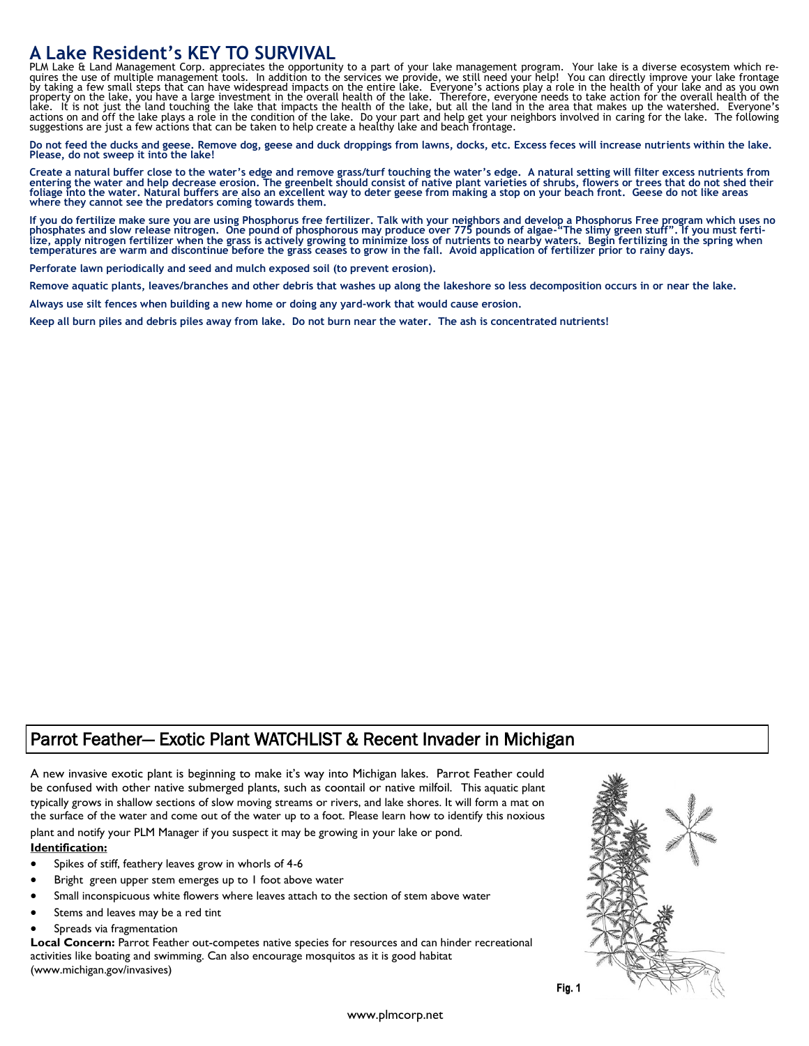# A Lake Resident's KEY TO SURVIVAL

PLM Lake & Land Management Corp. appreciates the opportunity to a part of your lake management program. Your lake is a diverse ecosystem which requires the use of multiple management tools. In addition to the services we provide, we still need your help! You can directly improve your lake frontage by taking a few small steps that can have widespread impacts on the entire lake. Everyone's actions play a role in the health of your lake and as you own property on the lake, you have a large investment in the overall health of the lake. Therefore, everyone needs to take action for the overall health of the lake. It is not just the land touching the lake that impacts the health of the lake, but all the land in the area that makes up the watershed. Everyone's actions on and off the lake plays a role in the condition of the lake. Do your part and help get your neighbors involved in caring for the lake. The following suggestions are just a few actions that can be taken to help create a healthy lake and beach frontage.

**Do not feed the ducks and geese. Remove dog, geese and duck droppings from lawns, docks, etc. Excess feces will increase nutrients within the lake. Please, do not sweep it into the lake!**

**Create a natural buffer close to the water's edge and remove grass/turf touching the water's edge. A natural setting will filter excess nutrients from entering the water and help decrease erosion. The greenbelt should consist of native plant varieties of shrubs, flowers or trees that do not shed their foliage into the water. Natural buffers are also an excellent way to deter geese from making a stop on your beach front. Geese do not like areas where they cannot see the predators coming towards them.**

**If you do fertilize make sure you are using Phosphorus free fertilizer. Talk with your neighbors and develop a Phosphorus Free program which uses no phosphates and slow release nitrogen. One pound of phosphorous may produce over 775 pounds of algae-"The slimy green stuff". If you must fertilize, apply nitrogen fertilizer when the grass is actively growing to minimize loss of nutrients to nearby waters. Begin fertilizing in the spring when temperatures are warm and discontinue before the grass ceases to grow in the fall. Avoid application of fertilizer prior to rainy days.**

**Perforate lawn periodically and seed and mulch exposed soil (to prevent erosion).**

**Remove aquatic plants, leaves/branches and other debris that washes up along the lakeshore so less decomposition occurs in or near the lake.**

**Always use silt fences when building a new home or doing any yard-work that would cause erosion.**

**Keep all burn piles and debris piles away from lake. Do not burn near the water. The ash is concentrated nutrients!**

## Parrot Feather— Exotic Plant WATCHLIST & Recent Invader in Michigan

A new invasive exotic plant is beginning to make it's way into Michigan lakes. Parrot Feather could be confused with other native submerged plants, such as coontail or native milfoil. This aquatic plant typically grows in shallow sections of slow moving streams or rivers, and lake shores. It will form a mat on the surface of the water and come out of the water up to a foot. Please learn how to identify this noxious plant and notify your PLM Manager if you suspect it may be growing in your lake or pond.

**Identification:**

- Spikes of stiff, feathery leaves grow in whorls of 4-6
- Bright green upper stem emerges up to 1 foot above water
- Small inconspicuous white flowers where leaves attach to the section of stem above water
- Stems and leaves may be a red tint
- Spreads via fragmentation

**Local Concern:** Parrot Feather out-competes native species for resources and can hinder recreational activities like boating and swimming. Can also encourage mosquitos as it is good habitat (www.michigan.gov/invasives)

Fig. 1

www.plmcorp.net